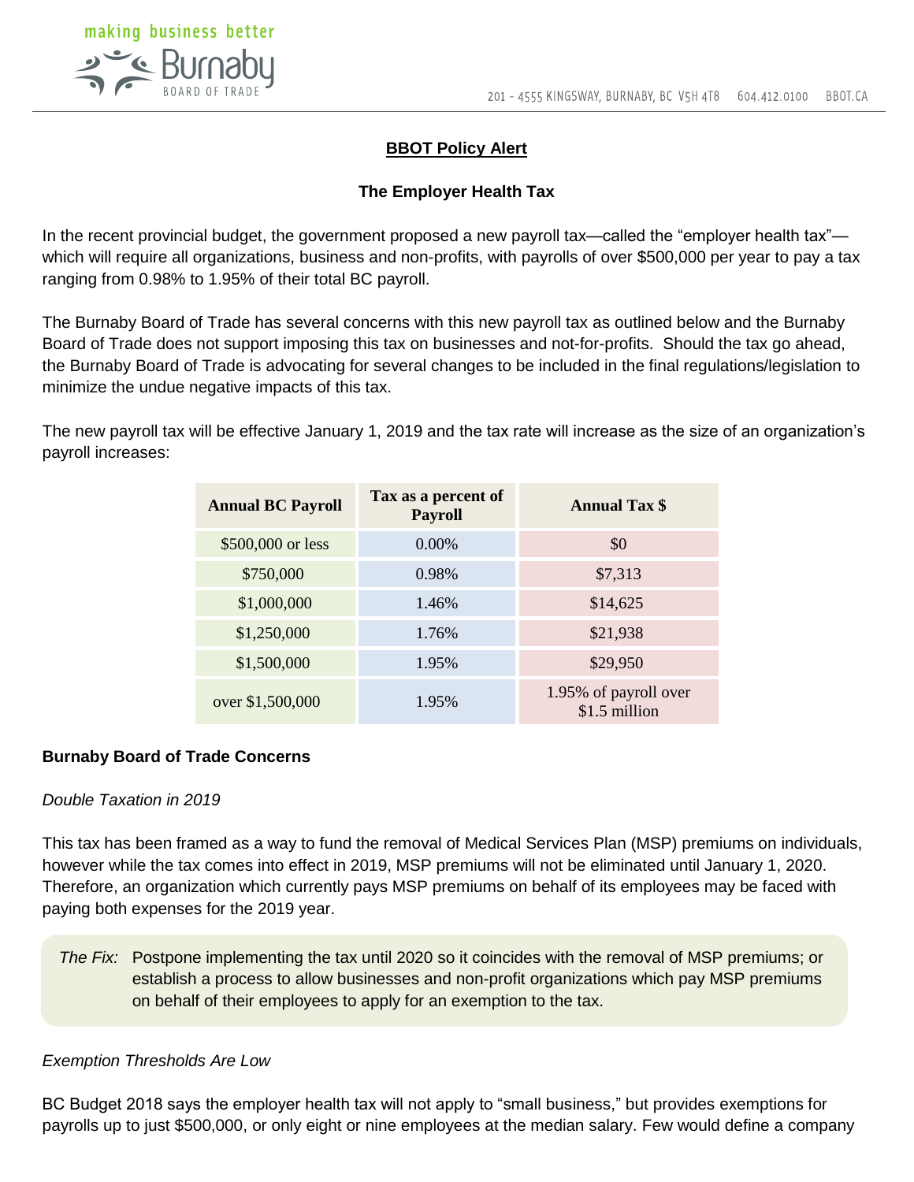**BBOT Policy Alert**

**The Employer Health Tax**

In the recent provincial budget, the government proposed a new payroll tax—called the "employer health tax"—which will require all organizations, business and non-profits, with payrolls of over $500,000 per year to pay a tax ranging from 0.98% to 1.95% of their total BC payroll.

The Burnaby Board of Trade has several concerns with this new payroll tax as outlined below and the Burnaby Board of Trade does not support imposing this tax on businesses and not-for-profits. Should the tax go ahead, the Burnaby Board of Trade is advocating for several changes to be included in the final regulations/legislation to minimize the undue negative impacts of this tax.

The new payroll tax will be effective January 1, 2019 and the tax rate will increase as the size of an organization's payroll increases:

| Annual BC Payroll | Tax as a percent of Payroll | Annual Tax $ |
|---|---|---|
| $500,000 or less | 0.00% | $0 |
| $750,000 | 0.98% | $7,313 |
| $1,000,000 | 1.46% | $14,625 |
| $1,250,000 | 1.76% | $21,938 |
| $1,500,000 | 1.95% | $29,950 |
| over $1,500,000 | 1.95% | 1.95% of payroll over $1.5 million |

**Burnaby Board of Trade Concerns**

*Double Taxation in 2019*

This tax has been framed as a way to fund the removal of Medical Services Plan (MSP) premiums on individuals, however while the tax comes into effect in 2019, MSP premiums will not be eliminated until January 1, 2020. Therefore, an organization which currently pays MSP premiums on behalf of its employees may be faced with paying both expenses for the 2019 year.

> *The Fix:* Postpone implementing the tax until 2020 so it coincides with the removal of MSP premiums; or establish a process to allow businesses and non-profit organizations which pay MSP premiums on behalf of their employees to apply for an exemption to the tax.

*Exemption Thresholds Are Low*

BC Budget 2018 says the employer health tax will not apply to "small business," but provides exemptions for payrolls up to just $500,000, or only eight or nine employees at the median salary. Few would define a company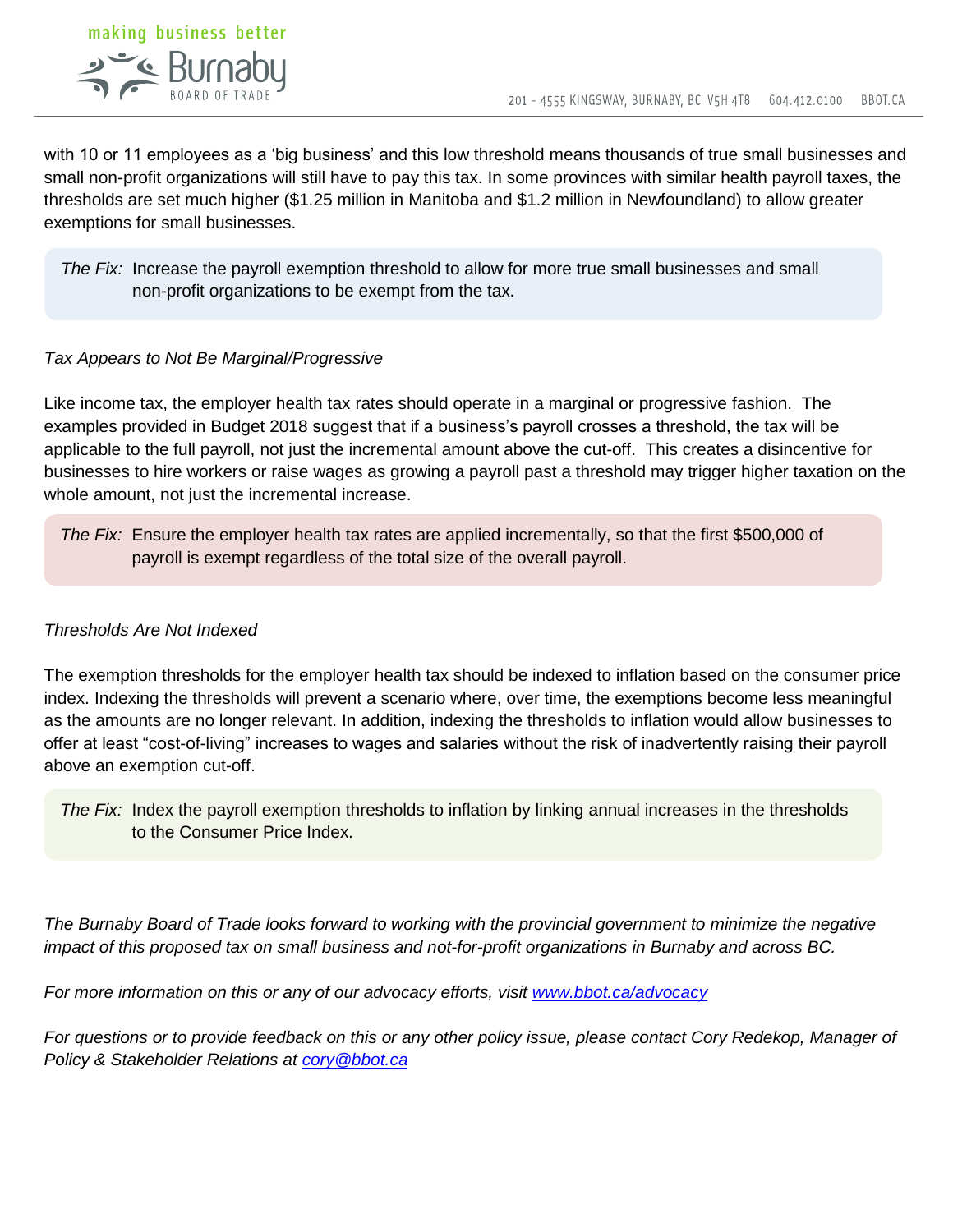with 10 or 11 employees as a 'big business' and this low threshold means thousands of true small businesses and small non-profit organizations will still have to pay this tax. In some provinces with similar health payroll taxes, the thresholds are set much higher ($1.25 million in Manitoba and $1.2 million in Newfoundland) to allow greater exemptions for small businesses.

> *The Fix:* Increase the payroll exemption threshold to allow for more true small businesses and small non-profit organizations to be exempt from the tax.

*Tax Appears to Not Be Marginal/Progressive*

Like income tax, the employer health tax rates should operate in a marginal or progressive fashion. The examples provided in Budget 2018 suggest that if a business's payroll crosses a threshold, the tax will be applicable to the full payroll, not just the incremental amount above the cut-off. This creates a disincentive for businesses to hire workers or raise wages as growing a payroll past a threshold may trigger higher taxation on the whole amount, not just the incremental increase.

> *The Fix:* Ensure the employer health tax rates are applied incrementally, so that the first $500,000 of payroll is exempt regardless of the total size of the overall payroll.

*Thresholds Are Not Indexed*

The exemption thresholds for the employer health tax should be indexed to inflation based on the consumer price index. Indexing the thresholds will prevent a scenario where, over time, the exemptions become less meaningful as the amounts are no longer relevant. In addition, indexing the thresholds to inflation would allow businesses to offer at least "cost-of-living" increases to wages and salaries without the risk of inadvertently raising their payroll above an exemption cut-off.

> *The Fix:* Index the payroll exemption thresholds to inflation by linking annual increases in the thresholds to the Consumer Price Index.

*The Burnaby Board of Trade looks forward to working with the provincial government to minimize the negative impact of this proposed tax on small business and not-for-profit organizations in Burnaby and across BC.*

*For more information on this or any of our advocacy efforts, visit [www.bbot.ca/advocacy](http://www.bbot.ca/advocacy)*

*For questions or to provide feedback on this or any other policy issue, please contact Cory Redekop, Manager of Policy & Stakeholder Relations at [cory@bbot.ca](mailto:cory@bbot.ca)*